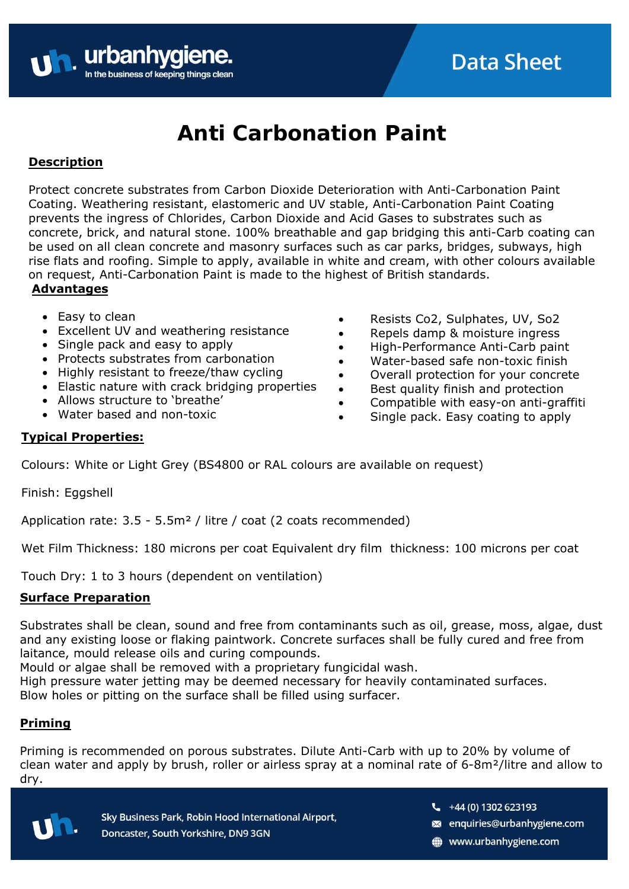# Anti Carbonation Paint

## Description

Protect concrete substrates from Carbon Dioxide Deterioration with Anti-Carbonation Paint Coating. Weathering resistant, elastomeric and UV stable, Anti-Carbonation Paint Coating prevents the ingress of Chlorides, Carbon Dioxide and Acid Gases to substrates such as concrete, brick, and natural stone. 100% breathable and gap bridging this anti-Carb coating can be used on all clean concrete and masonry surfaces such as car parks, bridges, subways, high rise flats and roofing. Simple to apply, available in white and cream, with other colours available on request, Anti-Carbonation Paint is made to the highest of British standards.

## Advantages

- Easy to clean
- Excellent UV and weathering resistance
- Single pack and easy to apply
- Protects substrates from carbonation
- Highly resistant to freeze/thaw cycling
- Elastic nature with crack bridging properties
- Allows structure to 'breathe'
- Water based and non-toxic
- Resists Co2, Sulphates, UV, So2
- Repels damp & moisture ingress
- High-Performance Anti-Carb paint
- Water-based safe non-toxic finish
- Overall protection for your concrete
- Best quality finish and protection
- Compatible with easy-on anti-graffiti
- Single pack. Easy coating to apply

## Typical Properties:

Colours: White or Light Grey (BS4800 or RAL colours are available on request)

Finish: Eggshell

Application rate: 3.5 - 5.5m² / litre / coat (2 coats recommended)

Wet Film Thickness: 180 microns per coat Equivalent dry film thickness: 100 microns per coat

Touch Dry: 1 to 3 hours (dependent on ventilation)

## Surface Preparation

Substrates shall be clean, sound and free from contaminants such as oil, grease, moss, algae, dust and any existing loose or flaking paintwork. Concrete surfaces shall be fully cured and free from laitance, mould release oils and curing compounds.
Mould or algae shall be removed with a proprietary fungicidal wash.
High pressure water jetting may be deemed necessary for heavily contaminated surfaces.
Blow holes or pitting on the surface shall be filled using surfacer.

## Priming

Priming is recommended on porous substrates. Dilute Anti-Carb with up to 20% by volume of clean water and apply by brush, roller or airless spray at a nominal rate of 6-8m²/litre and allow to dry.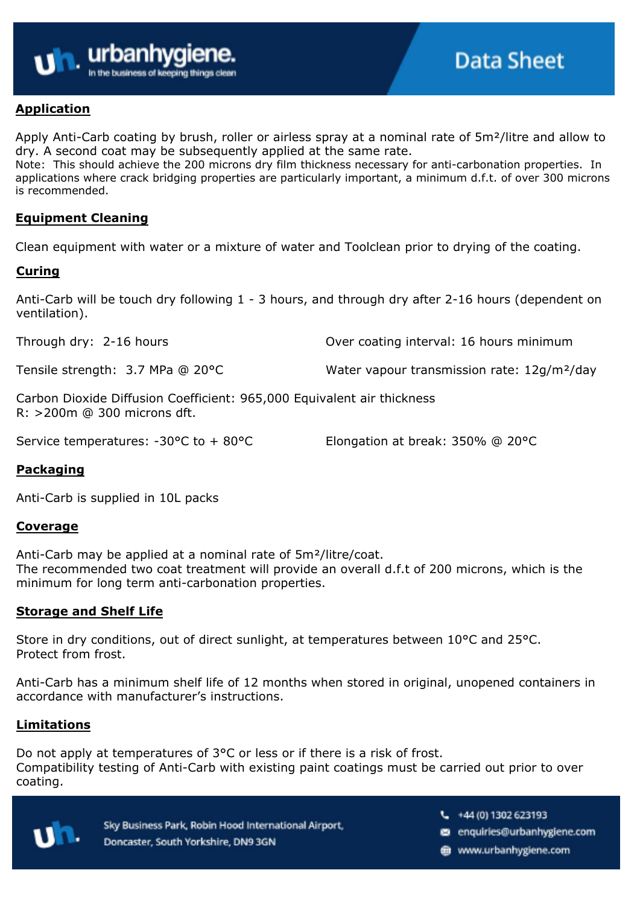## Application

Apply Anti-Carb coating by brush, roller or airless spray at a nominal rate of 5m²/litre and allow to dry. A second coat may be subsequently applied at the same rate.

Note: This should achieve the 200 microns dry film thickness necessary for anti-carbonation properties. In applications where crack bridging properties are particularly important, a minimum d.f.t. of over 300 microns is recommended.

## Equipment Cleaning

Clean equipment with water or a mixture of water and Toolclean prior to drying of the coating.

## Curing

Anti-Carb will be touch dry following 1 - 3 hours, and through dry after 2-16 hours (dependent on ventilation).

Through dry: 2-16 hours

Over coating interval: 16 hours minimum

Tensile strength: 3.7 MPa @ 20°C

Water vapour transmission rate: 12g/m²/day

Carbon Dioxide Diffusion Coefficient: 965,000 Equivalent air thickness
R: >200m @ 300 microns dft.

Service temperatures: -30°C to + 80°C

Elongation at break: 350% @ 20°C

## Packaging

Anti-Carb is supplied in 10L packs

## Coverage

Anti-Carb may be applied at a nominal rate of 5m²/litre/coat.
The recommended two coat treatment will provide an overall d.f.t of 200 microns, which is the minimum for long term anti-carbonation properties.

## Storage and Shelf Life

Store in dry conditions, out of direct sunlight, at temperatures between 10°C and 25°C.
Protect from frost.

Anti-Carb has a minimum shelf life of 12 months when stored in original, unopened containers in accordance with manufacturer's instructions.

## Limitations

Do not apply at temperatures of 3°C or less or if there is a risk of frost.
Compatibility testing of Anti-Carb with existing paint coatings must be carried out prior to over coating.